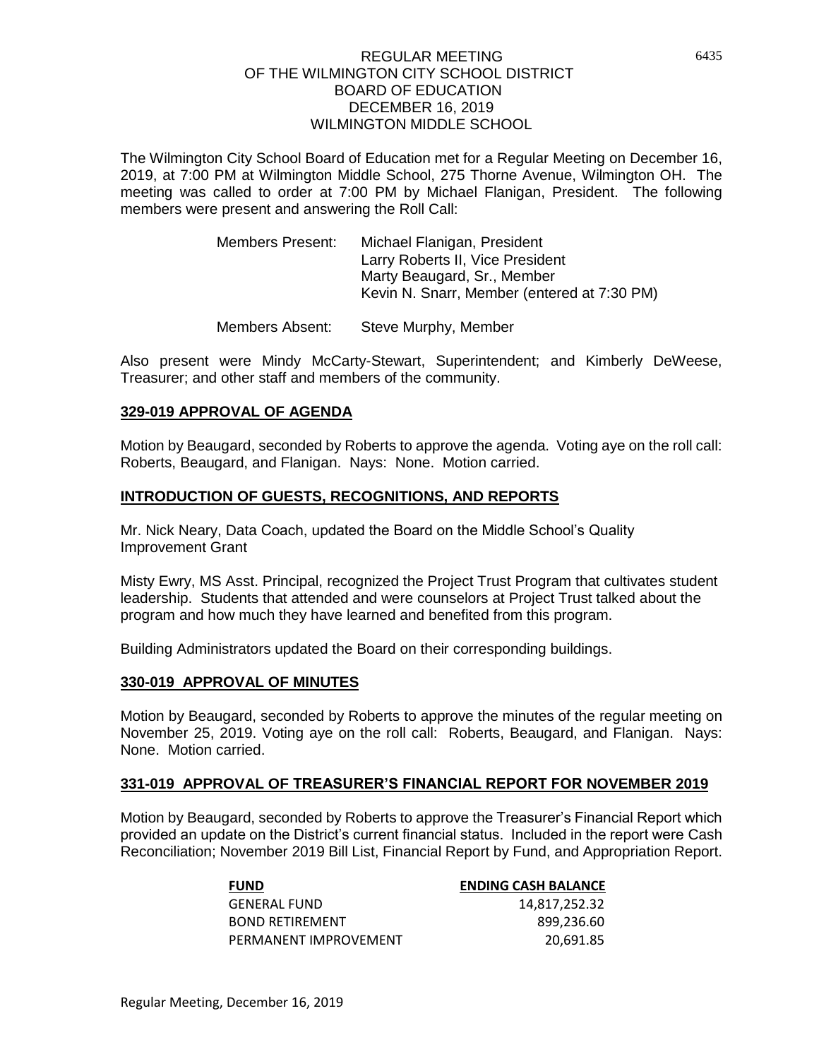# REGULAR MEETING
# OF THE WILMINGTON CITY SCHOOL DISTRICT
# BOARD OF EDUCATION
# DECEMBER 16, 2019
# WILMINGTON MIDDLE SCHOOL

The Wilmington City School Board of Education met for a Regular Meeting on December 16, 2019, at 7:00 PM at Wilmington Middle School, 275 Thorne Avenue, Wilmington OH. The meeting was called to order at 7:00 PM by Michael Flanigan, President. The following members were present and answering the Roll Call:

Members Present: Michael Flanigan, President
Larry Roberts II, Vice President
Marty Beaugard, Sr., Member
Kevin N. Snarr, Member (entered at 7:30 PM)

Members Absent: Steve Murphy, Member

Also present were Mindy McCarty-Stewart, Superintendent; and Kimberly DeWeese, Treasurer; and other staff and members of the community.

## 329-019 APPROVAL OF AGENDA

Motion by Beaugard, seconded by Roberts to approve the agenda. Voting aye on the roll call: Roberts, Beaugard, and Flanigan. Nays: None. Motion carried.

## INTRODUCTION OF GUESTS, RECOGNITIONS, AND REPORTS

Mr. Nick Neary, Data Coach, updated the Board on the Middle School's Quality Improvement Grant

Misty Ewry, MS Asst. Principal, recognized the Project Trust Program that cultivates student leadership. Students that attended and were counselors at Project Trust talked about the program and how much they have learned and benefited from this program.

Building Administrators updated the Board on their corresponding buildings.

## 330-019 APPROVAL OF MINUTES

Motion by Beaugard, seconded by Roberts to approve the minutes of the regular meeting on November 25, 2019. Voting aye on the roll call: Roberts, Beaugard, and Flanigan. Nays: None. Motion carried.

## 331-019 APPROVAL OF TREASURER'S FINANCIAL REPORT FOR NOVEMBER 2019

Motion by Beaugard, seconded by Roberts to approve the Treasurer's Financial Report which provided an update on the District's current financial status. Included in the report were Cash Reconciliation; November 2019 Bill List, Financial Report by Fund, and Appropriation Report.

| FUND | ENDING CASH BALANCE |
|---|---|
| GENERAL FUND | 14,817,252.32 |
| BOND RETIREMENT | 899,236.60 |
| PERMANENT IMPROVEMENT | 20,691.85 |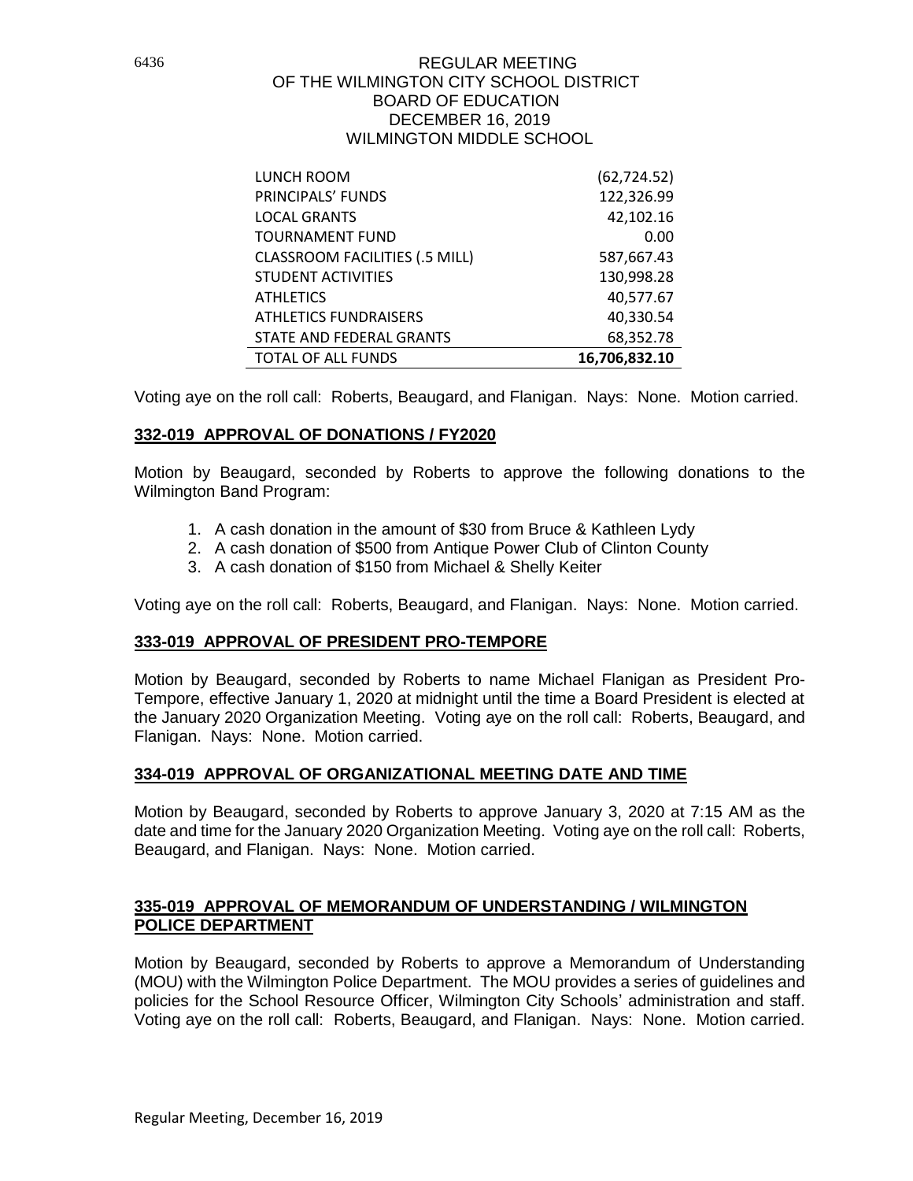| | |
|---|---|
| LUNCH ROOM | (62,724.52) |
| PRINCIPALS' FUNDS | 122,326.99 |
| LOCAL GRANTS | 42,102.16 |
| TOURNAMENT FUND | 0.00 |
| CLASSROOM FACILITIES (.5 MILL) | 587,667.43 |
| STUDENT ACTIVITIES | 130,998.28 |
| ATHLETICS | 40,577.67 |
| ATHLETICS FUNDRAISERS | 40,330.54 |
| STATE AND FEDERAL GRANTS | 68,352.78 |
| TOTAL OF ALL FUNDS | **16,706,832.10** |

Voting aye on the roll call: Roberts, Beaugard, and Flanigan. Nays: None. Motion carried.

**332-019 APPROVAL OF DONATIONS / FY2020**

Motion by Beaugard, seconded by Roberts to approve the following donations to the Wilmington Band Program:

1. A cash donation in the amount of $30 from Bruce & Kathleen Lydy
2. A cash donation of $500 from Antique Power Club of Clinton County
3. A cash donation of $150 from Michael & Shelly Keiter

Voting aye on the roll call: Roberts, Beaugard, and Flanigan. Nays: None. Motion carried.

**333-019 APPROVAL OF PRESIDENT PRO-TEMPORE**

Motion by Beaugard, seconded by Roberts to name Michael Flanigan as President Pro-Tempore, effective January 1, 2020 at midnight until the time a Board President is elected at the January 2020 Organization Meeting. Voting aye on the roll call: Roberts, Beaugard, and Flanigan. Nays: None. Motion carried.

**334-019 APPROVAL OF ORGANIZATIONAL MEETING DATE AND TIME**

Motion by Beaugard, seconded by Roberts to approve January 3, 2020 at 7:15 AM as the date and time for the January 2020 Organization Meeting. Voting aye on the roll call: Roberts, Beaugard, and Flanigan. Nays: None. Motion carried.

**335-019 APPROVAL OF MEMORANDUM OF UNDERSTANDING / WILMINGTON POLICE DEPARTMENT**

Motion by Beaugard, seconded by Roberts to approve a Memorandum of Understanding (MOU) with the Wilmington Police Department. The MOU provides a series of guidelines and policies for the School Resource Officer, Wilmington City Schools' administration and staff. Voting aye on the roll call: Roberts, Beaugard, and Flanigan. Nays: None. Motion carried.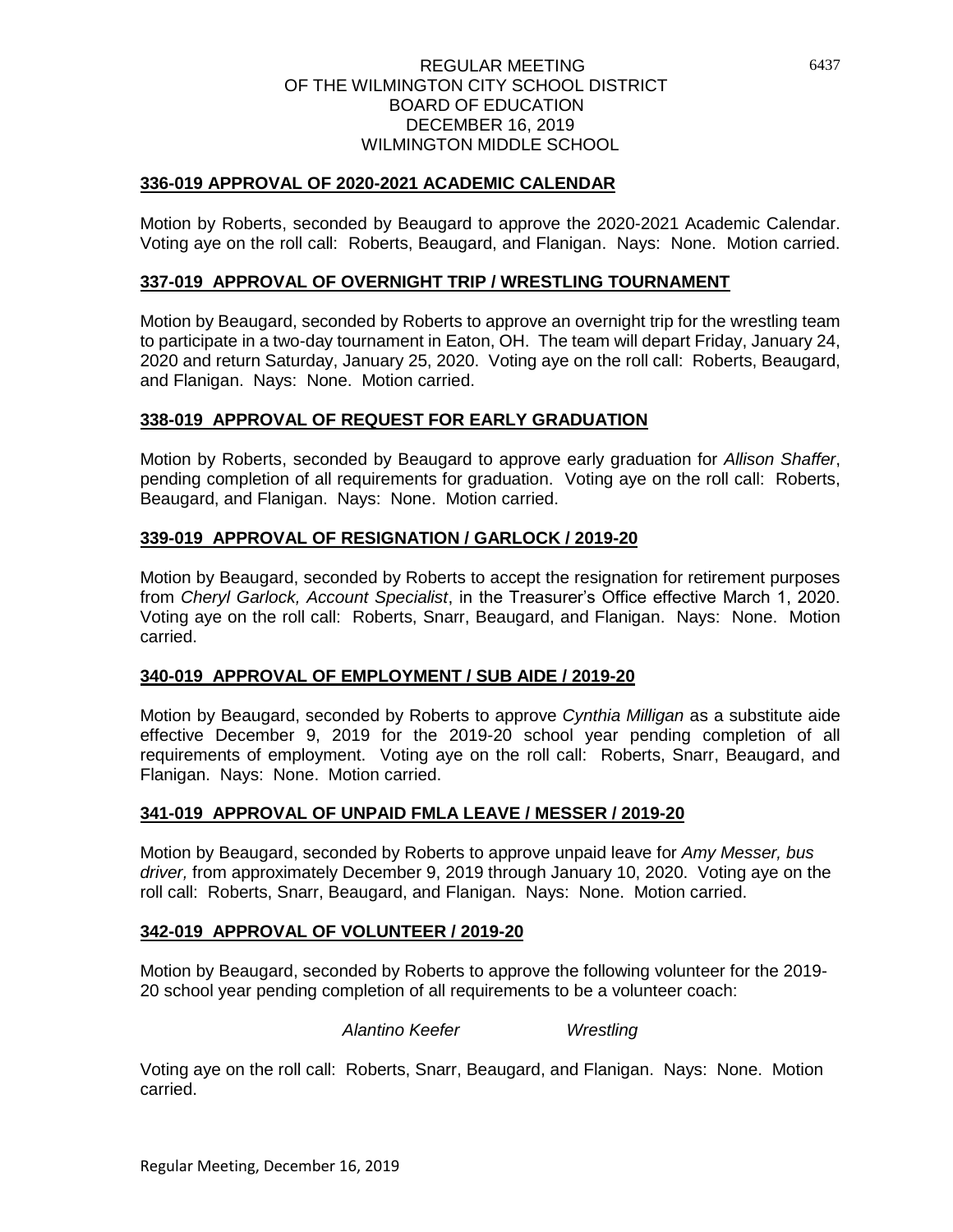REGULAR MEETING
OF THE WILMINGTON CITY SCHOOL DISTRICT
BOARD OF EDUCATION
DECEMBER 16, 2019
WILMINGTON MIDDLE SCHOOL

## 336-019 APPROVAL OF 2020-2021 ACADEMIC CALENDAR

Motion by Roberts, seconded by Beaugard to approve the 2020-2021 Academic Calendar. Voting aye on the roll call: Roberts, Beaugard, and Flanigan. Nays: None. Motion carried.

## 337-019 APPROVAL OF OVERNIGHT TRIP / WRESTLING TOURNAMENT

Motion by Beaugard, seconded by Roberts to approve an overnight trip for the wrestling team to participate in a two-day tournament in Eaton, OH. The team will depart Friday, January 24, 2020 and return Saturday, January 25, 2020. Voting aye on the roll call: Roberts, Beaugard, and Flanigan. Nays: None. Motion carried.

## 338-019 APPROVAL OF REQUEST FOR EARLY GRADUATION

Motion by Roberts, seconded by Beaugard to approve early graduation for *Allison Shaffer*, pending completion of all requirements for graduation. Voting aye on the roll call: Roberts, Beaugard, and Flanigan. Nays: None. Motion carried.

## 339-019 APPROVAL OF RESIGNATION / GARLOCK / 2019-20

Motion by Beaugard, seconded by Roberts to accept the resignation for retirement purposes from *Cheryl Garlock, Account Specialist*, in the Treasurer's Office effective March 1, 2020. Voting aye on the roll call: Roberts, Snarr, Beaugard, and Flanigan. Nays: None. Motion carried.

## 340-019 APPROVAL OF EMPLOYMENT / SUB AIDE / 2019-20

Motion by Beaugard, seconded by Roberts to approve *Cynthia Milligan* as a substitute aide effective December 9, 2019 for the 2019-20 school year pending completion of all requirements of employment. Voting aye on the roll call: Roberts, Snarr, Beaugard, and Flanigan. Nays: None. Motion carried.

## 341-019 APPROVAL OF UNPAID FMLA LEAVE / MESSER / 2019-20

Motion by Beaugard, seconded by Roberts to approve unpaid leave for *Amy Messer, bus driver,* from approximately December 9, 2019 through January 10, 2020. Voting aye on the roll call: Roberts, Snarr, Beaugard, and Flanigan. Nays: None. Motion carried.

## 342-019 APPROVAL OF VOLUNTEER / 2019-20

Motion by Beaugard, seconded by Roberts to approve the following volunteer for the 2019-20 school year pending completion of all requirements to be a volunteer coach:

*Alantino Keefer* *Wrestling*

Voting aye on the roll call: Roberts, Snarr, Beaugard, and Flanigan. Nays: None. Motion carried.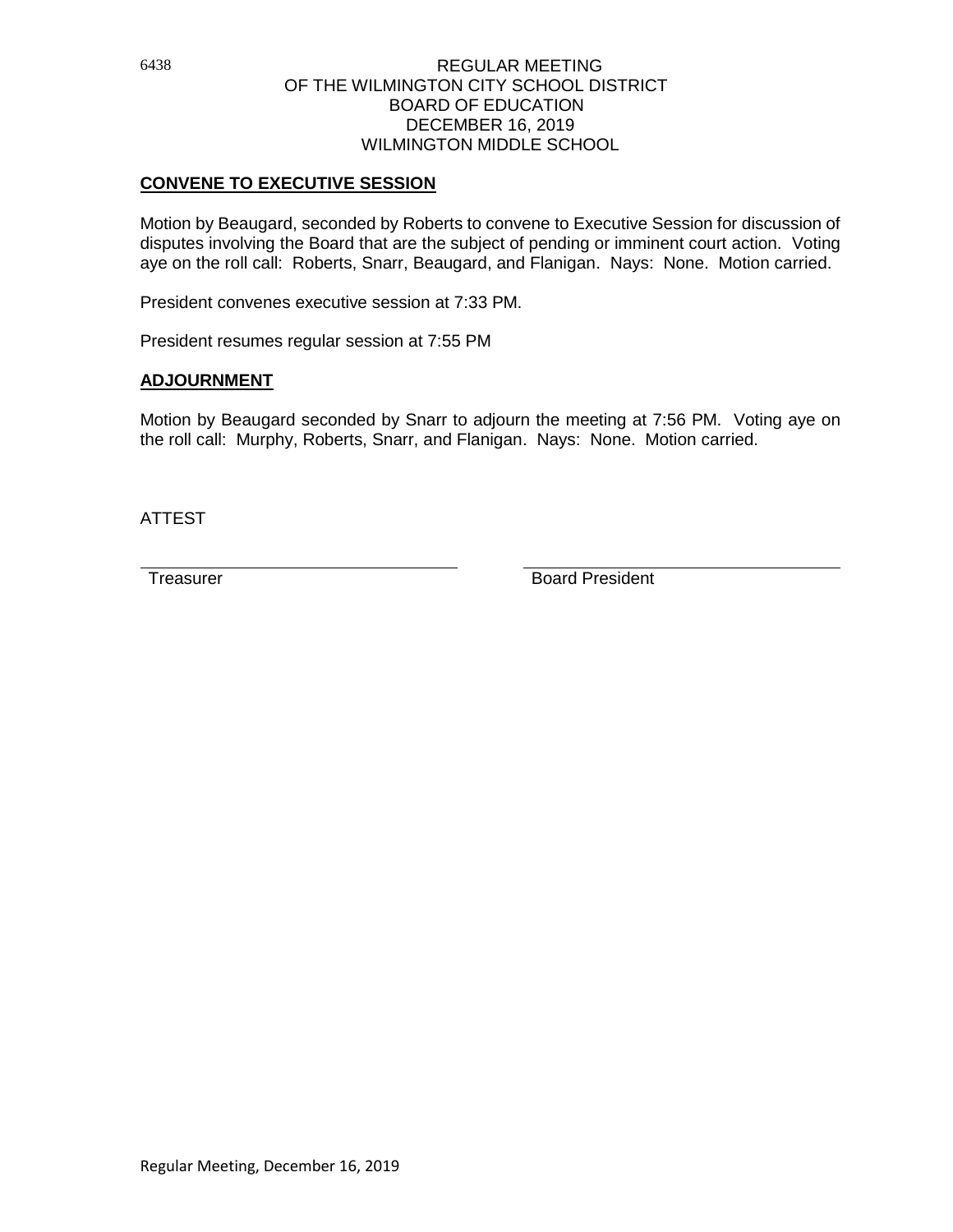REGULAR MEETING
OF THE WILMINGTON CITY SCHOOL DISTRICT
BOARD OF EDUCATION
DECEMBER 16, 2019
WILMINGTON MIDDLE SCHOOL

**CONVENE TO EXECUTIVE SESSION**

Motion by Beaugard, seconded by Roberts to convene to Executive Session for discussion of disputes involving the Board that are the subject of pending or imminent court action. Voting aye on the roll call: Roberts, Snarr, Beaugard, and Flanigan. Nays: None. Motion carried.

President convenes executive session at 7:33 PM.

President resumes regular session at 7:55 PM

**ADJOURNMENT**

Motion by Beaugard seconded by Snarr to adjourn the meeting at 7:56 PM. Voting aye on the roll call: Murphy, Roberts, Snarr, and Flanigan. Nays: None. Motion carried.

ATTEST

| | |
|---|---|
| Treasurer | Board President |